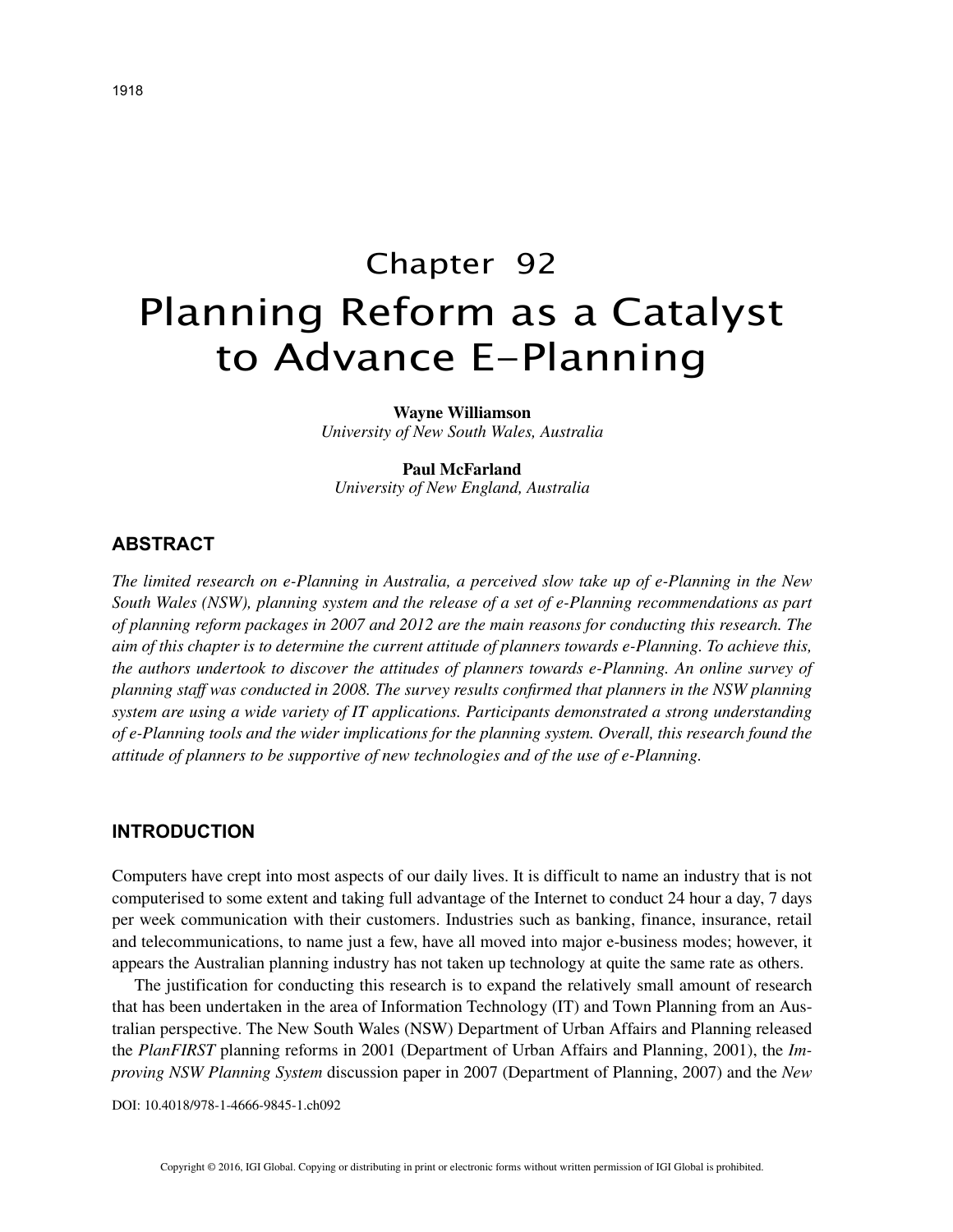# Chapter 92
# Planning Reform as a Catalyst to Advance E-Planning

**Wayne Williamson**
*University of New South Wales, Australia*

**Paul McFarland**
*University of New England, Australia*

## ABSTRACT

*The limited research on e-Planning in Australia, a perceived slow take up of e-Planning in the New South Wales (NSW), planning system and the release of a set of e-Planning recommendations as part of planning reform packages in 2007 and 2012 are the main reasons for conducting this research. The aim of this chapter is to determine the current attitude of planners towards e-Planning. To achieve this, the authors undertook to discover the attitudes of planners towards e-Planning. An online survey of planning staff was conducted in 2008. The survey results confirmed that planners in the NSW planning system are using a wide variety of IT applications. Participants demonstrated a strong understanding of e-Planning tools and the wider implications for the planning system. Overall, this research found the attitude of planners to be supportive of new technologies and of the use of e-Planning.*

## INTRODUCTION

Computers have crept into most aspects of our daily lives. It is difficult to name an industry that is not computerised to some extent and taking full advantage of the Internet to conduct 24 hour a day, 7 days per week communication with their customers. Industries such as banking, finance, insurance, retail and telecommunications, to name just a few, have all moved into major e-business modes; however, it appears the Australian planning industry has not taken up technology at quite the same rate as others.

The justification for conducting this research is to expand the relatively small amount of research that has been undertaken in the area of Information Technology (IT) and Town Planning from an Australian perspective. The New South Wales (NSW) Department of Urban Affairs and Planning released the *PlanFIRST* planning reforms in 2001 (Department of Urban Affairs and Planning, 2001), the *Improving NSW Planning System* discussion paper in 2007 (Department of Planning, 2007) and the *New*

DOI: 10.4018/978-1-4666-9845-1.ch092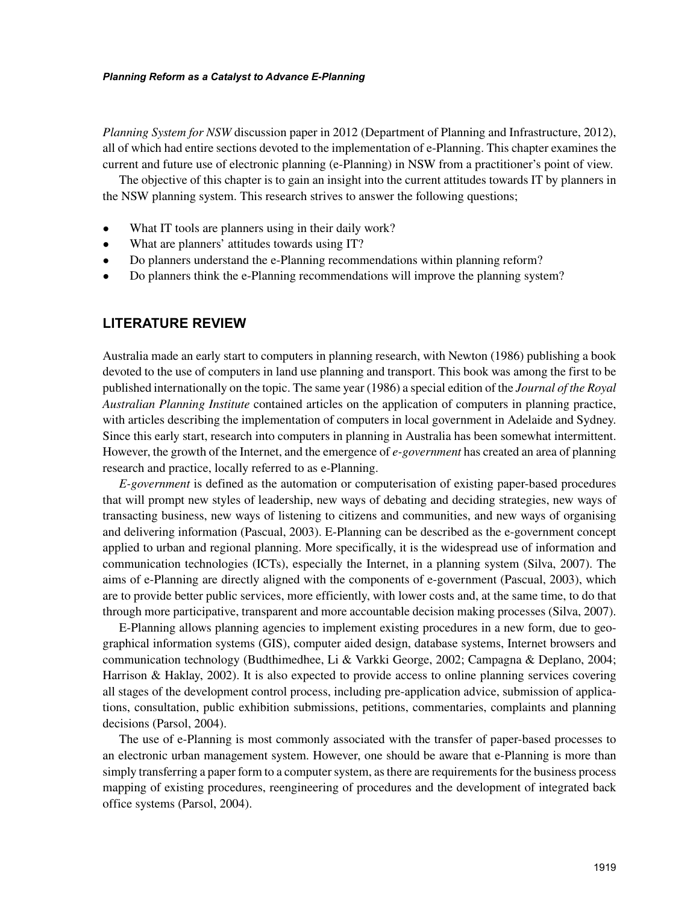*Planning System for NSW* discussion paper in 2012 (Department of Planning and Infrastructure, 2012), all of which had entire sections devoted to the implementation of e-Planning. This chapter examines the current and future use of electronic planning (e-Planning) in NSW from a practitioner's point of view.

The objective of this chapter is to gain an insight into the current attitudes towards IT by planners in the NSW planning system. This research strives to answer the following questions;

- What IT tools are planners using in their daily work?
- What are planners' attitudes towards using IT?
- Do planners understand the e-Planning recommendations within planning reform?
- Do planners think the e-Planning recommendations will improve the planning system?

## LITERATURE REVIEW

Australia made an early start to computers in planning research, with Newton (1986) publishing a book devoted to the use of computers in land use planning and transport. This book was among the first to be published internationally on the topic. The same year (1986) a special edition of the *Journal of the Royal Australian Planning Institute* contained articles on the application of computers in planning practice, with articles describing the implementation of computers in local government in Adelaide and Sydney. Since this early start, research into computers in planning in Australia has been somewhat intermittent. However, the growth of the Internet, and the emergence of *e-government* has created an area of planning research and practice, locally referred to as e-Planning.

*E-government* is defined as the automation or computerisation of existing paper-based procedures that will prompt new styles of leadership, new ways of debating and deciding strategies, new ways of transacting business, new ways of listening to citizens and communities, and new ways of organising and delivering information (Pascual, 2003). E-Planning can be described as the e-government concept applied to urban and regional planning. More specifically, it is the widespread use of information and communication technologies (ICTs), especially the Internet, in a planning system (Silva, 2007). The aims of e-Planning are directly aligned with the components of e-government (Pascual, 2003), which are to provide better public services, more efficiently, with lower costs and, at the same time, to do that through more participative, transparent and more accountable decision making processes (Silva, 2007).

E-Planning allows planning agencies to implement existing procedures in a new form, due to geographical information systems (GIS), computer aided design, database systems, Internet browsers and communication technology (Budthimedhee, Li & Varkki George, 2002; Campagna & Deplano, 2004; Harrison & Haklay, 2002). It is also expected to provide access to online planning services covering all stages of the development control process, including pre-application advice, submission of applications, consultation, public exhibition submissions, petitions, commentaries, complaints and planning decisions (Parsol, 2004).

The use of e-Planning is most commonly associated with the transfer of paper-based processes to an electronic urban management system. However, one should be aware that e-Planning is more than simply transferring a paper form to a computer system, as there are requirements for the business process mapping of existing procedures, reengineering of procedures and the development of integrated back office systems (Parsol, 2004).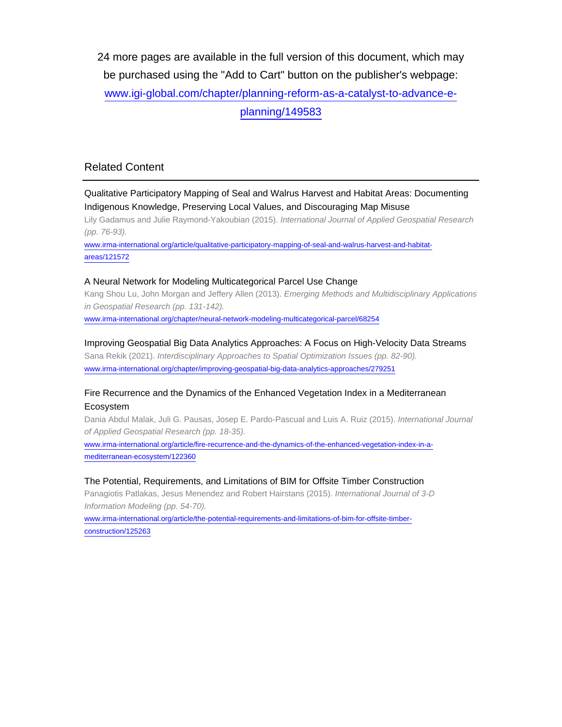24 more pages are available in the full version of this document, which may be purchased using the "Add to Cart" button on the publisher's webpage: [www.igi-global.com/chapter/planning-reform-as-a-catalyst-to-advance-e-planning/149583](www.igi-global.com/chapter/planning-reform-as-a-catalyst-to-advance-e-planning/149583)

## Related Content

Qualitative Participatory Mapping of Seal and Walrus Harvest and Habitat Areas: Documenting Indigenous Knowledge, Preserving Local Values, and Discouraging Map Misuse
Lily Gadamus and Julie Raymond-Yakoubian (2015). *International Journal of Applied Geospatial Research (pp. 76-93).*
[www.irma-international.org/article/qualitative-participatory-mapping-of-seal-and-walrus-harvest-and-habitat-areas/121572](www.irma-international.org/article/qualitative-participatory-mapping-of-seal-and-walrus-harvest-and-habitat-areas/121572)

A Neural Network for Modeling Multicategorical Parcel Use Change
Kang Shou Lu, John Morgan and Jeffery Allen (2013). *Emerging Methods and Multidisciplinary Applications in Geospatial Research (pp. 131-142).*
[www.irma-international.org/chapter/neural-network-modeling-multicategorical-parcel/68254](www.irma-international.org/chapter/neural-network-modeling-multicategorical-parcel/68254)

Improving Geospatial Big Data Analytics Approaches: A Focus on High-Velocity Data Streams
Sana Rekik (2021). *Interdisciplinary Approaches to Spatial Optimization Issues (pp. 82-90).*
[www.irma-international.org/chapter/improving-geospatial-big-data-analytics-approaches/279251](www.irma-international.org/chapter/improving-geospatial-big-data-analytics-approaches/279251)

Fire Recurrence and the Dynamics of the Enhanced Vegetation Index in a Mediterranean Ecosystem
Dania Abdul Malak, Juli G. Pausas, Josep E. Pardo-Pascual and Luis A. Ruiz (2015). *International Journal of Applied Geospatial Research (pp. 18-35).*
[www.irma-international.org/article/fire-recurrence-and-the-dynamics-of-the-enhanced-vegetation-index-in-a-mediterranean-ecosystem/122360](www.irma-international.org/article/fire-recurrence-and-the-dynamics-of-the-enhanced-vegetation-index-in-a-mediterranean-ecosystem/122360)

The Potential, Requirements, and Limitations of BIM for Offsite Timber Construction
Panagiotis Patlakas, Jesus Menendez and Robert Hairstans (2015). *International Journal of 3-D Information Modeling (pp. 54-70).*
[www.irma-international.org/article/the-potential-requirements-and-limitations-of-bim-for-offsite-timber-construction/125263](www.irma-international.org/article/the-potential-requirements-and-limitations-of-bim-for-offsite-timber-construction/125263)